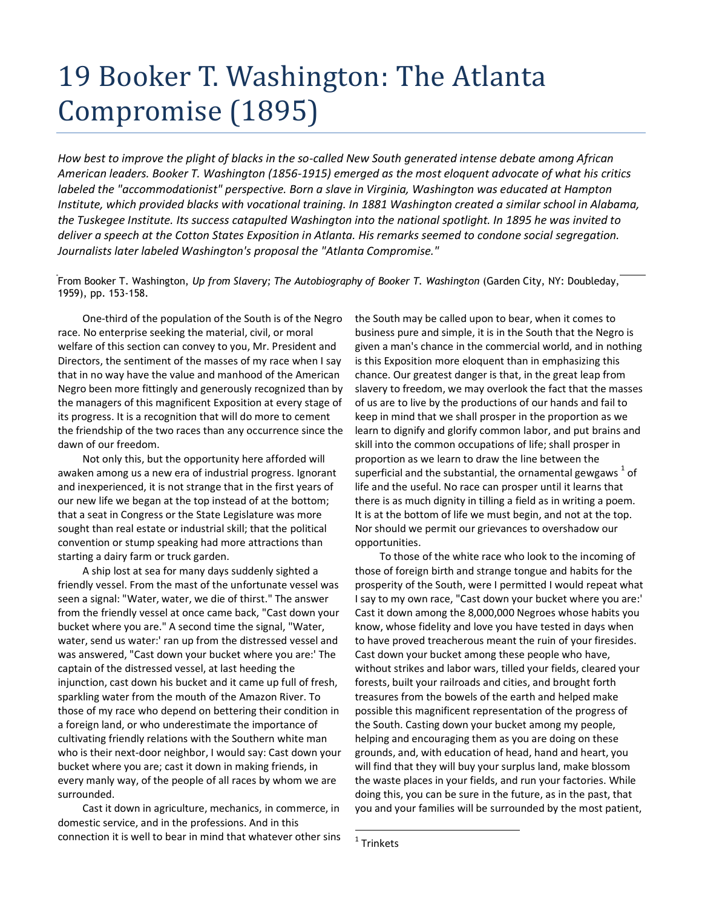# 19 Booker T. Washington: The Atlanta Compromise (1895)

*How best to improve the plight of blacks in the so-called New South generated intense debate among African American leaders. Booker T. Washington (1856-1915) emerged as the most eloquent advocate of what his critics labeled the "accommodationist" perspective. Born a slave in Virginia, Washington was educated at Hampton Institute, which provided blacks with vocational training. In 1881 Washington created a similar school in Alabama, the Tuskegee Institute. Its success catapulted Washington into the national spotlight. In 1895 he was invited to deliver a speech at the Cotton States Exposition in Atlanta. His remarks seemed to condone social segregation. Journalists later labeled Washington's proposal the "Atlanta Compromise."*

From Booker T. Washington, *Up from Slavery; The Autobiography of Booker T. Washington* (Garden City, NY: Doubleday, 1959), pp. 153-158.

One-third of the population of the South is of the Negro race. No enterprise seeking the material, civil, or moral welfare of this section can convey to you, Mr. President and Directors, the sentiment of the masses of my race when I say that in no way have the value and manhood of the American Negro been more fittingly and generously recognized than by the managers of this magnificent Exposition at every stage of its progress. It is a recognition that will do more to cement the friendship of the two races than any occurrence since the dawn of our freedom.

Not only this, but the opportunity here afforded will awaken among us a new era of industrial progress. Ignorant and inexperienced, it is not strange that in the first years of our new life we began at the top instead of at the bottom; that a seat in Congress or the State Legislature was more sought than real estate or industrial skill; that the political convention or stump speaking had more attractions than starting a dairy farm or truck garden.

A ship lost at sea for many days suddenly sighted a friendly vessel. From the mast of the unfortunate vessel was seen a signal: "Water, water, we die of thirst." The answer from the friendly vessel at once came back, "Cast down your bucket where you are." A second time the signal, "Water, water, send us water:' ran up from the distressed vessel and was answered, "Cast down your bucket where you are:' The captain of the distressed vessel, at last heeding the injunction, cast down his bucket and it came up full of fresh, sparkling water from the mouth of the Amazon River. To those of my race who depend on bettering their condition in a foreign land, or who underestimate the importance of cultivating friendly relations with the Southern white man who is their next-door neighbor, I would say: Cast down your bucket where you are; cast it down in making friends, in every manly way, of the people of all races by whom we are surrounded.

Cast it down in agriculture, mechanics, in commerce, in domestic service, and in the professions. And in this connection it is well to bear in mind that whatever other sins the South may be called upon to bear, when it comes to business pure and simple, it is in the South that the Negro is given a man's chance in the commercial world, and in nothing is this Exposition more eloquent than in emphasizing this chance. Our greatest danger is that, in the great leap from slavery to freedom, we may overlook the fact that the masses of us are to live by the productions of our hands and fail to keep in mind that we shall prosper in the proportion as we learn to dignify and glorify common labor, and put brains and skill into the common occupations of life; shall prosper in proportion as we learn to draw the line between the superficial and the substantial, the ornamental gewgaws [1] of life and the useful. No race can prosper until it learns that there is as much dignity in tilling a field as in writing a poem. It is at the bottom of life we must begin, and not at the top. Nor should we permit our grievances to overshadow our opportunities.

To those of the white race who look to the incoming of those of foreign birth and strange tongue and habits for the prosperity of the South, were I permitted I would repeat what I say to my own race, "Cast down your bucket where you are:' Cast it down among the 8,000,000 Negroes whose habits you know, whose fidelity and love you have tested in days when to have proved treacherous meant the ruin of your firesides. Cast down your bucket among these people who have, without strikes and labor wars, tilled your fields, cleared your forests, built your railroads and cities, and brought forth treasures from the bowels of the earth and helped make possible this magnificent representation of the progress of the South. Casting down your bucket among my people, helping and encouraging them as you are doing on these grounds, and, with education of head, hand and heart, you will find that they will buy your surplus land, make blossom the waste places in your fields, and run your factories. While doing this, you can be sure in the future, as in the past, that you and your families will be surrounded by the most patient,

[1] Trinkets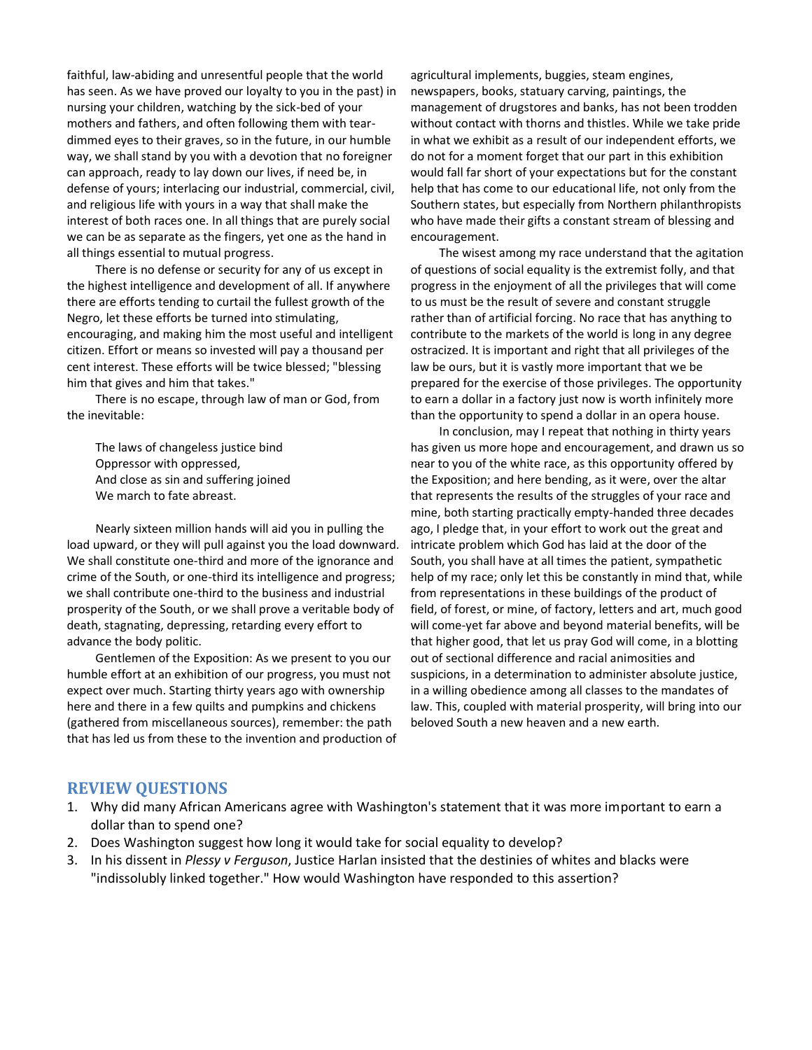faithful, law-abiding and unresentful people that the world has seen. As we have proved our loyalty to you in the past) in nursing your children, watching by the sick-bed of your mothers and fathers, and often following them with tear-dimmed eyes to their graves, so in the future, in our humble way, we shall stand by you with a devotion that no foreigner can approach, ready to lay down our lives, if need be, in defense of yours; interlacing our industrial, commercial, civil, and religious life with yours in a way that shall make the interest of both races one. In all things that are purely social we can be as separate as the fingers, yet one as the hand in all things essential to mutual progress.

There is no defense or security for any of us except in the highest intelligence and development of all. If anywhere there are efforts tending to curtail the fullest growth of the Negro, let these efforts be turned into stimulating, encouraging, and making him the most useful and intelligent citizen. Effort or means so invested will pay a thousand per cent interest. These efforts will be twice blessed; "blessing him that gives and him that takes."

There is no escape, through law of man or God, from the inevitable:

> The laws of changeless justice bind
> Oppressor with oppressed,
> And close as sin and suffering joined
> We march to fate abreast.

Nearly sixteen million hands will aid you in pulling the load upward, or they will pull against you the load downward. We shall constitute one-third and more of the ignorance and crime of the South, or one-third its intelligence and progress; we shall contribute one-third to the business and industrial prosperity of the South, or we shall prove a veritable body of death, stagnating, depressing, retarding every effort to advance the body politic.

Gentlemen of the Exposition: As we present to you our humble effort at an exhibition of our progress, you must not expect over much. Starting thirty years ago with ownership here and there in a few quilts and pumpkins and chickens (gathered from miscellaneous sources), remember: the path that has led us from these to the invention and production of agricultural implements, buggies, steam engines, newspapers, books, statuary carving, paintings, the management of drugstores and banks, has not been trodden without contact with thorns and thistles. While we take pride in what we exhibit as a result of our independent efforts, we do not for a moment forget that our part in this exhibition would fall far short of your expectations but for the constant help that has come to our educational life, not only from the Southern states, but especially from Northern philanthropists who have made their gifts a constant stream of blessing and encouragement.

The wisest among my race understand that the agitation of questions of social equality is the extremist folly, and that progress in the enjoyment of all the privileges that will come to us must be the result of severe and constant struggle rather than of artificial forcing. No race that has anything to contribute to the markets of the world is long in any degree ostracized. It is important and right that all privileges of the law be ours, but it is vastly more important that we be prepared for the exercise of those privileges. The opportunity to earn a dollar in a factory just now is worth infinitely more than the opportunity to spend a dollar in an opera house.

In conclusion, may I repeat that nothing in thirty years has given us more hope and encouragement, and drawn us so near to you of the white race, as this opportunity offered by the Exposition; and here bending, as it were, over the altar that represents the results of the struggles of your race and mine, both starting practically empty-handed three decades ago, I pledge that, in your effort to work out the great and intricate problem which God has laid at the door of the South, you shall have at all times the patient, sympathetic help of my race; only let this be constantly in mind that, while from representations in these buildings of the product of field, of forest, or mine, of factory, letters and art, much good will come-yet far above and beyond material benefits, will be that higher good, that let us pray God will come, in a blotting out of sectional difference and racial animosities and suspicions, in a determination to administer absolute justice, in a willing obedience among all classes to the mandates of law. This, coupled with material prosperity, will bring into our beloved South a new heaven and a new earth.

## REVIEW QUESTIONS

1. Why did many African Americans agree with Washington's statement that it was more important to earn a dollar than to spend one?
2. Does Washington suggest how long it would take for social equality to develop?
3. In his dissent in *Plessy v Ferguson*, Justice Harlan insisted that the destinies of whites and blacks were "indissolubly linked together." How would Washington have responded to this assertion?